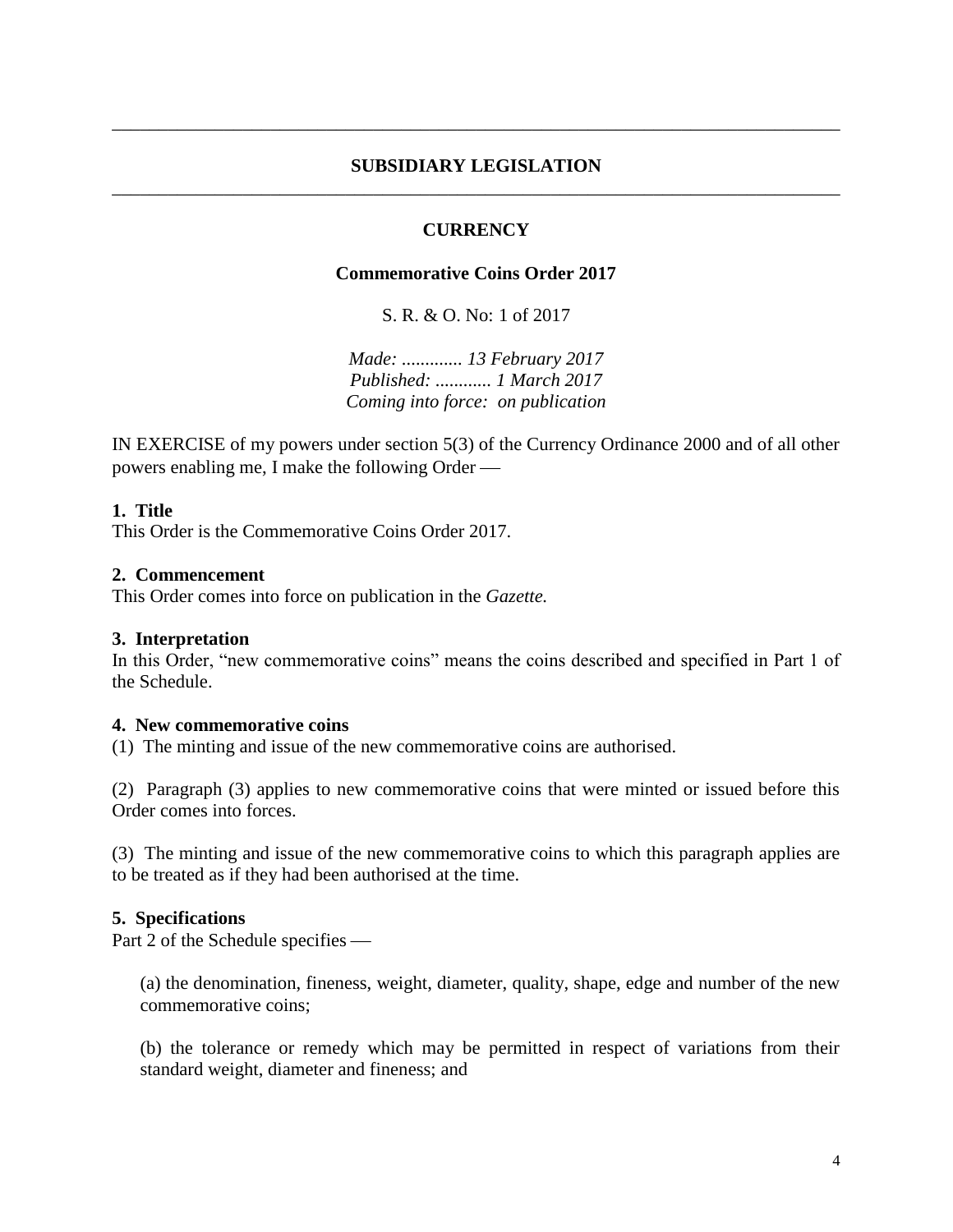# SUBSIDIARY LEGISLATION

## CURRENCY

### Commemorative Coins Order 2017

S. R. & O. No: 1 of 2017

*Made: ............. 13 February 2017*
*Published: ............ 1 March 2017*
*Coming into force: on publication*

IN EXERCISE of my powers under section 5(3) of the Currency Ordinance 2000 and of all other powers enabling me, I make the following Order —

**1. Title**
This Order is the Commemorative Coins Order 2017.

**2. Commencement**
This Order comes into force on publication in the *Gazette.*

**3. Interpretation**
In this Order, "new commemorative coins" means the coins described and specified in Part 1 of the Schedule.

**4. New commemorative coins**
(1) The minting and issue of the new commemorative coins are authorised.

(2) Paragraph (3) applies to new commemorative coins that were minted or issued before this Order comes into forces.

(3) The minting and issue of the new commemorative coins to which this paragraph applies are to be treated as if they had been authorised at the time.

**5. Specifications**
Part 2 of the Schedule specifies —

(a) the denomination, fineness, weight, diameter, quality, shape, edge and number of the new commemorative coins;

(b) the tolerance or remedy which may be permitted in respect of variations from their standard weight, diameter and fineness; and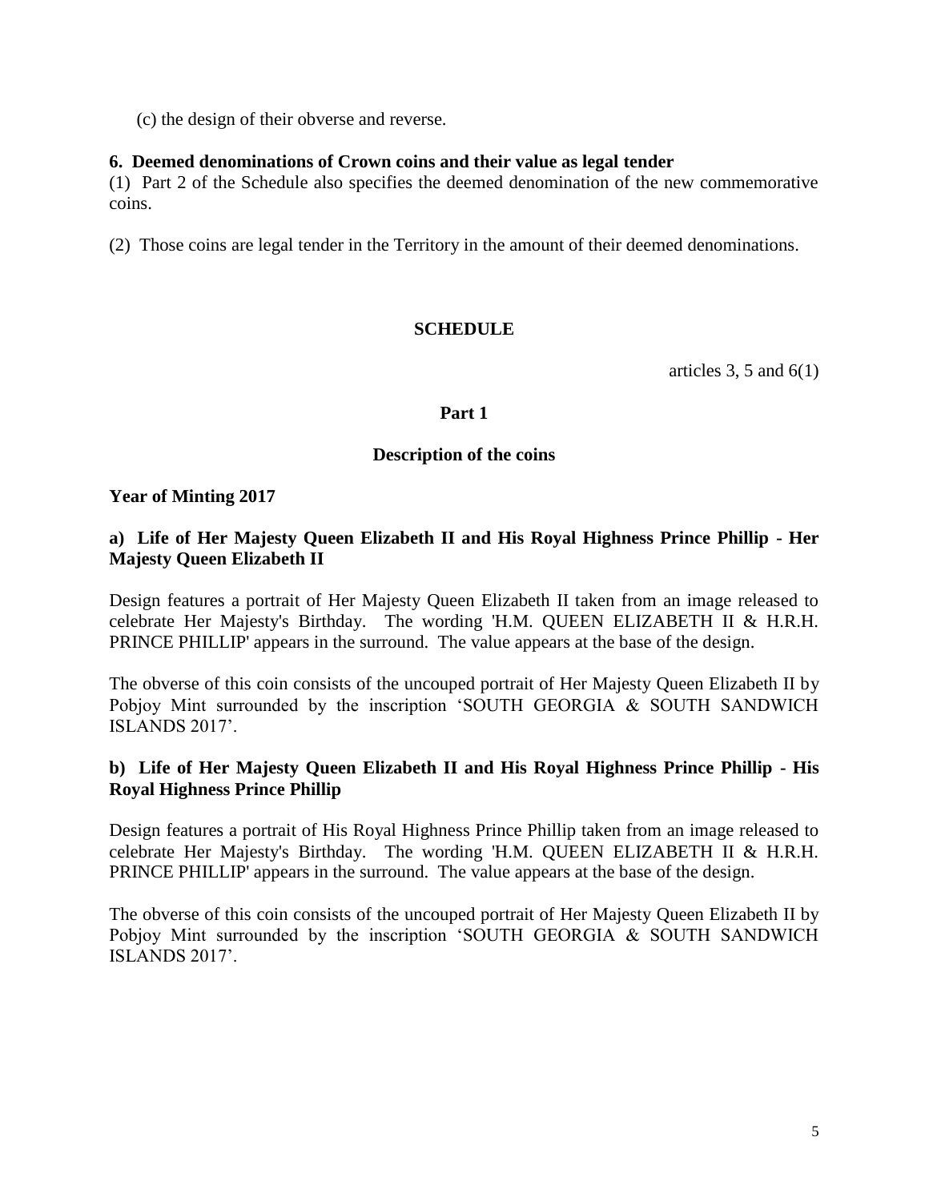(c) the design of their obverse and reverse.

**6. Deemed denominations of Crown coins and their value as legal tender**

(1) Part 2 of the Schedule also specifies the deemed denomination of the new commemorative coins.

(2) Those coins are legal tender in the Territory in the amount of their deemed denominations.

## SCHEDULE

articles 3, 5 and 6(1)

### Part 1

### Description of the coins

**Year of Minting 2017**

**a) Life of Her Majesty Queen Elizabeth II and His Royal Highness Prince Phillip - Her Majesty Queen Elizabeth II**

Design features a portrait of Her Majesty Queen Elizabeth II taken from an image released to celebrate Her Majesty's Birthday. The wording 'H.M. QUEEN ELIZABETH II & H.R.H. PRINCE PHILLIP' appears in the surround. The value appears at the base of the design.

The obverse of this coin consists of the uncouped portrait of Her Majesty Queen Elizabeth II by Pobjoy Mint surrounded by the inscription 'SOUTH GEORGIA & SOUTH SANDWICH ISLANDS 2017'.

**b) Life of Her Majesty Queen Elizabeth II and His Royal Highness Prince Phillip - His Royal Highness Prince Phillip**

Design features a portrait of His Royal Highness Prince Phillip taken from an image released to celebrate Her Majesty's Birthday. The wording 'H.M. QUEEN ELIZABETH II & H.R.H. PRINCE PHILLIP' appears in the surround. The value appears at the base of the design.

The obverse of this coin consists of the uncouped portrait of Her Majesty Queen Elizabeth II by Pobjoy Mint surrounded by the inscription 'SOUTH GEORGIA & SOUTH SANDWICH ISLANDS 2017'.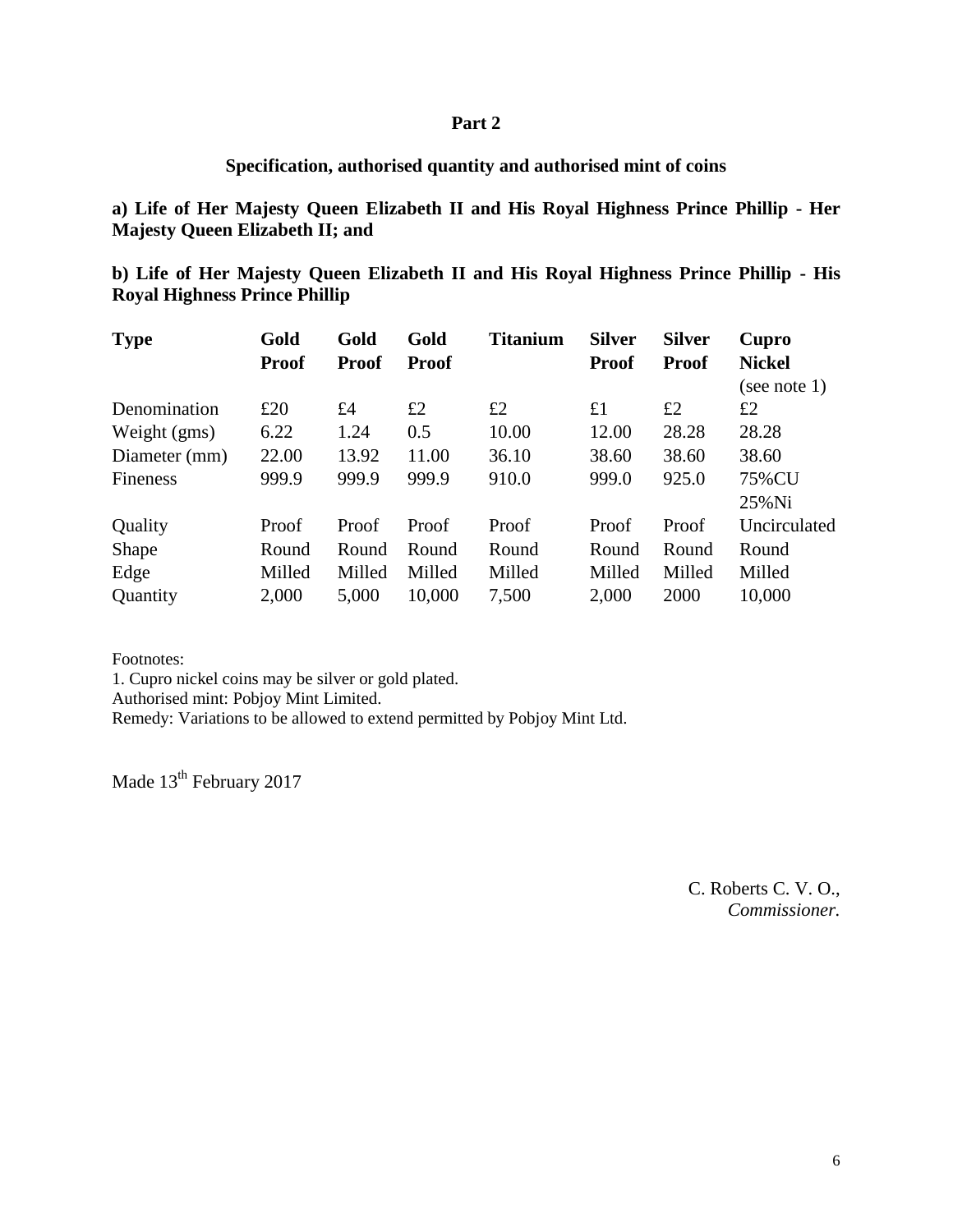## Part 2

### Specification, authorised quantity and authorised mint of coins

**a) Life of Her Majesty Queen Elizabeth II and His Royal Highness Prince Phillip - Her Majesty Queen Elizabeth II; and**

**b) Life of Her Majesty Queen Elizabeth II and His Royal Highness Prince Phillip - His Royal Highness Prince Phillip**

| **Type** | **Gold Proof** | **Gold Proof** | **Gold Proof** | **Titanium** | **Silver Proof** | **Silver Proof** | **Cupro Nickel** (see note 1) |
|---|---|---|---|---|---|---|---|
| Denomination | £20 | £4 | £2 | £2 | £1 | £2 | £2 |
| Weight (gms) | 6.22 | 1.24 | 0.5 | 10.00 | 12.00 | 28.28 | 28.28 |
| Diameter (mm) | 22.00 | 13.92 | 11.00 | 36.10 | 38.60 | 38.60 | 38.60 |
| Fineness | 999.9 | 999.9 | 999.9 | 910.0 | 999.0 | 925.0 | 75%CU 25%Ni |
| Quality | Proof | Proof | Proof | Proof | Proof | Proof | Uncirculated |
| Shape | Round | Round | Round | Round | Round | Round | Round |
| Edge | Milled | Milled | Milled | Milled | Milled | Milled | Milled |
| Quantity | 2,000 | 5,000 | 10,000 | 7,500 | 2,000 | 2000 | 10,000 |

Footnotes:
1. Cupro nickel coins may be silver or gold plated.
Authorised mint: Pobjoy Mint Limited.
Remedy: Variations to be allowed to extend permitted by Pobjoy Mint Ltd.

Made 13th February 2017

C. Roberts C. V. O.,
*Commissioner.*